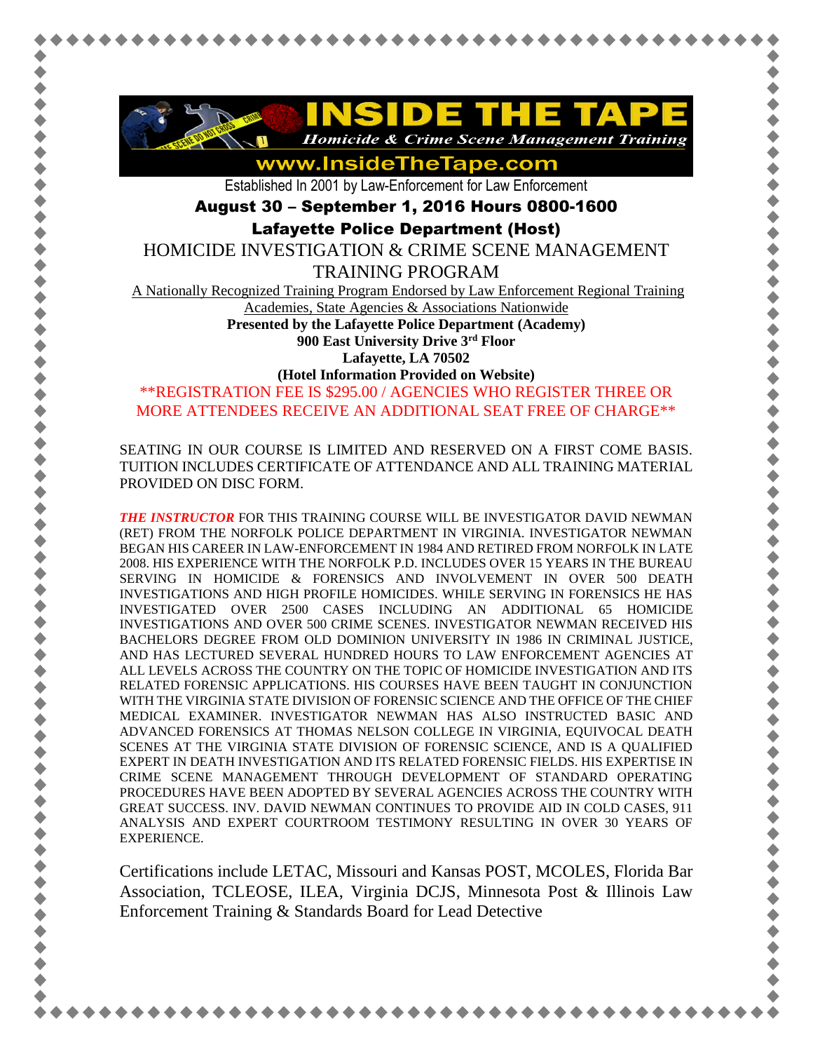# INSIDE THE TAPE

*Homicide & Crime Scene Management Training*

**www.InsideTheTape.com**

Established In 2001 by Law-Enforcement for Law Enforcement

**August 30 – September 1, 2016 Hours 0800-1600**

**Lafayette Police Department (Host)**

## HOMICIDE INVESTIGATION & CRIME SCENE MANAGEMENT TRAINING PROGRAM

A Nationally Recognized Training Program Endorsed by Law Enforcement Regional Training Academies, State Agencies & Associations Nationwide

**Presented by the Lafayette Police Department (Academy)**
**900 East University Drive 3rd Floor**
**Lafayette, LA 70502**
**(Hotel Information Provided on Website)**

**REGISTRATION FEE IS $295.00 / AGENCIES WHO REGISTER THREE OR MORE ATTENDEES RECEIVE AN ADDITIONAL SEAT FREE OF CHARGE**

SEATING IN OUR COURSE IS LIMITED AND RESERVED ON A FIRST COME BASIS. TUITION INCLUDES CERTIFICATE OF ATTENDANCE AND ALL TRAINING MATERIAL PROVIDED ON DISC FORM.

***THE INSTRUCTOR*** FOR THIS TRAINING COURSE WILL BE INVESTIGATOR DAVID NEWMAN (RET) FROM THE NORFOLK POLICE DEPARTMENT IN VIRGINIA. INVESTIGATOR NEWMAN BEGAN HIS CAREER IN LAW-ENFORCEMENT IN 1984 AND RETIRED FROM NORFOLK IN LATE 2008. HIS EXPERIENCE WITH THE NORFOLK P.D. INCLUDES OVER 15 YEARS IN THE BUREAU SERVING IN HOMICIDE & FORENSICS AND INVOLVEMENT IN OVER 500 DEATH INVESTIGATIONS AND HIGH PROFILE HOMICIDES. WHILE SERVING IN FORENSICS HE HAS INVESTIGATED OVER 2500 CASES INCLUDING AN ADDITIONAL 65 HOMICIDE INVESTIGATIONS AND OVER 500 CRIME SCENES. INVESTIGATOR NEWMAN RECEIVED HIS BACHELORS DEGREE FROM OLD DOMINION UNIVERSITY IN 1986 IN CRIMINAL JUSTICE, AND HAS LECTURED SEVERAL HUNDRED HOURS TO LAW ENFORCEMENT AGENCIES AT ALL LEVELS ACROSS THE COUNTRY ON THE TOPIC OF HOMICIDE INVESTIGATION AND ITS RELATED FORENSIC APPLICATIONS. HIS COURSES HAVE BEEN TAUGHT IN CONJUNCTION WITH THE VIRGINIA STATE DIVISION OF FORENSIC SCIENCE AND THE OFFICE OF THE CHIEF MEDICAL EXAMINER. INVESTIGATOR NEWMAN HAS ALSO INSTRUCTED BASIC AND ADVANCED FORENSICS AT THOMAS NELSON COLLEGE IN VIRGINIA, EQUIVOCAL DEATH SCENES AT THE VIRGINIA STATE DIVISION OF FORENSIC SCIENCE, AND IS A QUALIFIED EXPERT IN DEATH INVESTIGATION AND ITS RELATED FORENSIC FIELDS. HIS EXPERTISE IN CRIME SCENE MANAGEMENT THROUGH DEVELOPMENT OF STANDARD OPERATING PROCEDURES HAVE BEEN ADOPTED BY SEVERAL AGENCIES ACROSS THE COUNTRY WITH GREAT SUCCESS. INV. DAVID NEWMAN CONTINUES TO PROVIDE AID IN COLD CASES, 911 ANALYSIS AND EXPERT COURTROOM TESTIMONY RESULTING IN OVER 30 YEARS OF EXPERIENCE.

Certifications include LETAC, Missouri and Kansas POST, MCOLES, Florida Bar Association, TCLEOSE, ILEA, Virginia DCJS, Minnesota Post & Illinois Law Enforcement Training & Standards Board for Lead Detective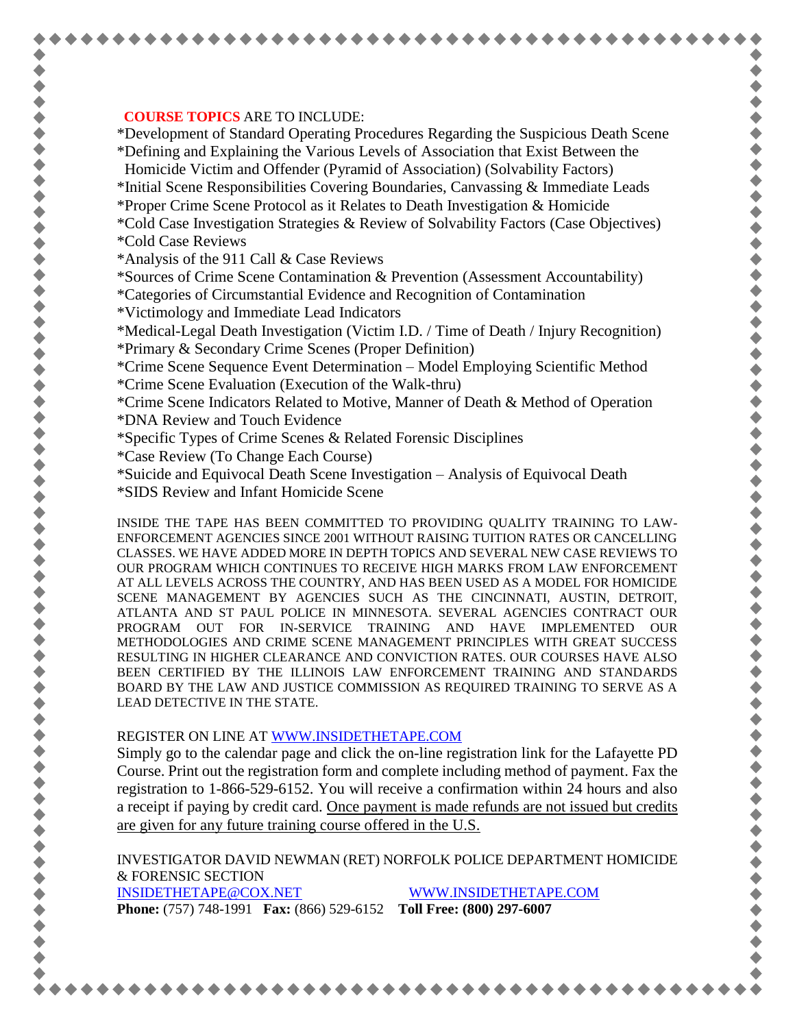**COURSE TOPICS** ARE TO INCLUDE:

*Development of Standard Operating Procedures Regarding the Suspicious Death Scene
*Defining and Explaining the Various Levels of Association that Exist Between the Homicide Victim and Offender (Pyramid of Association) (Solvability Factors)
*Initial Scene Responsibilities Covering Boundaries, Canvassing & Immediate Leads
*Proper Crime Scene Protocol as it Relates to Death Investigation & Homicide
*Cold Case Investigation Strategies & Review of Solvability Factors (Case Objectives)
*Cold Case Reviews
*Analysis of the 911 Call & Case Reviews
*Sources of Crime Scene Contamination & Prevention (Assessment Accountability)
*Categories of Circumstantial Evidence and Recognition of Contamination
*Victimology and Immediate Lead Indicators
*Medical-Legal Death Investigation (Victim I.D. / Time of Death / Injury Recognition)
*Primary & Secondary Crime Scenes (Proper Definition)
*Crime Scene Sequence Event Determination – Model Employing Scientific Method
*Crime Scene Evaluation (Execution of the Walk-thru)
*Crime Scene Indicators Related to Motive, Manner of Death & Method of Operation
*DNA Review and Touch Evidence
*Specific Types of Crime Scenes & Related Forensic Disciplines
*Case Review (To Change Each Course)
*Suicide and Equivocal Death Scene Investigation – Analysis of Equivocal Death
*SIDS Review and Infant Homicide Scene

INSIDE THE TAPE HAS BEEN COMMITTED TO PROVIDING QUALITY TRAINING TO LAW-ENFORCEMENT AGENCIES SINCE 2001 WITHOUT RAISING TUITION RATES OR CANCELLING CLASSES. WE HAVE ADDED MORE IN DEPTH TOPICS AND SEVERAL NEW CASE REVIEWS TO OUR PROGRAM WHICH CONTINUES TO RECEIVE HIGH MARKS FROM LAW ENFORCEMENT AT ALL LEVELS ACROSS THE COUNTRY, AND HAS BEEN USED AS A MODEL FOR HOMICIDE SCENE MANAGEMENT BY AGENCIES SUCH AS THE CINCINNATI, AUSTIN, DETROIT, ATLANTA AND ST PAUL POLICE IN MINNESOTA. SEVERAL AGENCIES CONTRACT OUR PROGRAM OUT FOR IN-SERVICE TRAINING AND HAVE IMPLEMENTED OUR METHODOLOGIES AND CRIME SCENE MANAGEMENT PRINCIPLES WITH GREAT SUCCESS RESULTING IN HIGHER CLEARANCE AND CONVICTION RATES. OUR COURSES HAVE ALSO BEEN CERTIFIED BY THE ILLINOIS LAW ENFORCEMENT TRAINING AND STANDARDS BOARD BY THE LAW AND JUSTICE COMMISSION AS REQUIRED TRAINING TO SERVE AS A LEAD DETECTIVE IN THE STATE.

REGISTER ON LINE AT [WWW.INSIDETHETAPE.COM](http://WWW.INSIDETHETAPE.COM)

Simply go to the calendar page and click the on-line registration link for the Lafayette PD Course. Print out the registration form and complete including method of payment. Fax the registration to 1-866-529-6152. You will receive a confirmation within 24 hours and also a receipt if paying by credit card. Once payment is made refunds are not issued but credits are given for any future training course offered in the U.S.

INVESTIGATOR DAVID NEWMAN (RET) NORFOLK POLICE DEPARTMENT HOMICIDE & FORENSIC SECTION

INSIDETHETAPE@COX.NET WWW.INSIDETHETAPE.COM

**Phone:** (757) 748-1991 **Fax:** (866) 529-6152 **Toll Free: (800) 297-6007**